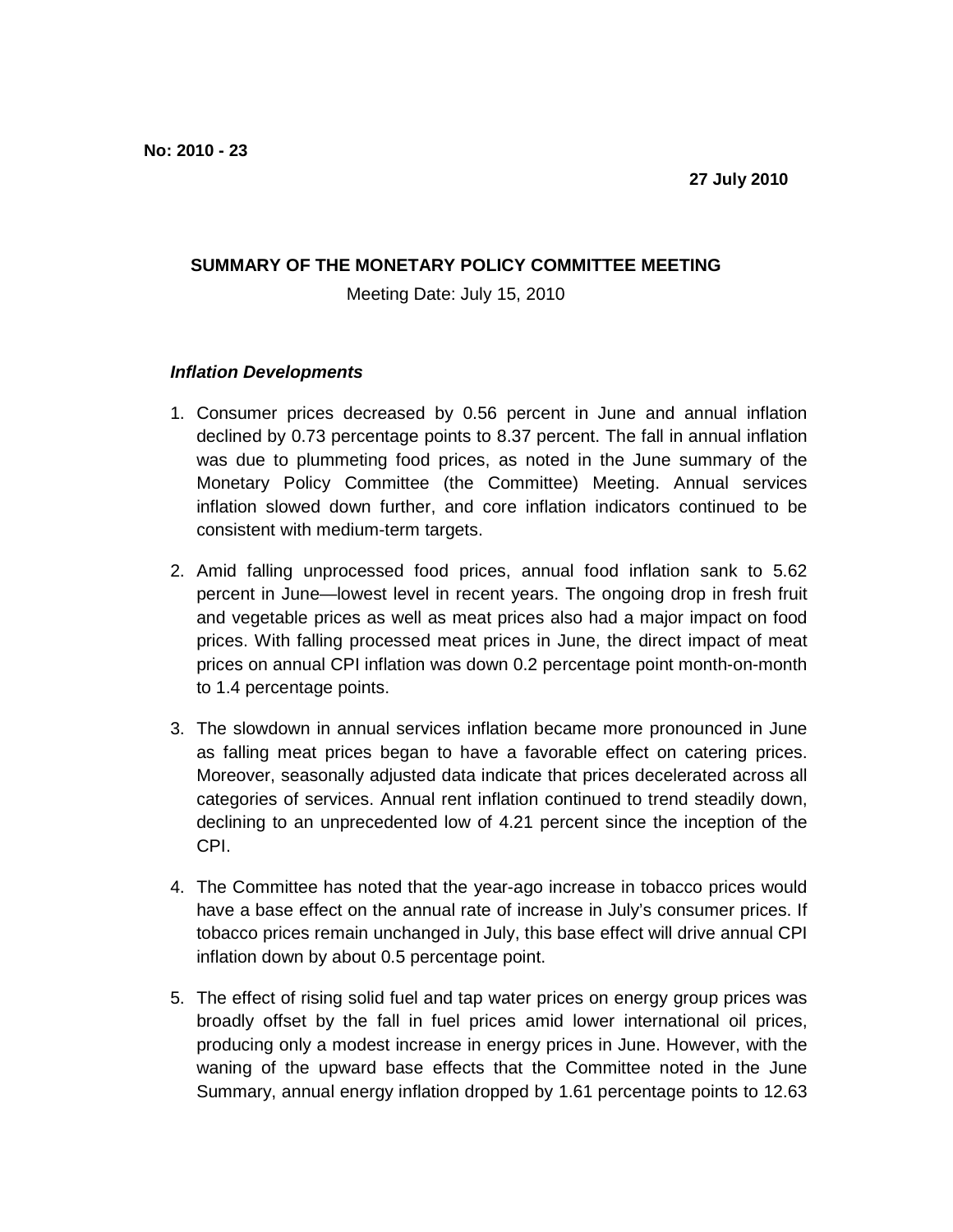**No: 2010 - 23**

**27 July 2010**

## SUMMARY OF THE MONETARY POLICY COMMITTEE MEETING

Meeting Date: July 15, 2010

### *Inflation Developments*

1. Consumer prices decreased by 0.56 percent in June and annual inflation declined by 0.73 percentage points to 8.37 percent. The fall in annual inflation was due to plummeting food prices, as noted in the June summary of the Monetary Policy Committee (the Committee) Meeting. Annual services inflation slowed down further, and core inflation indicators continued to be consistent with medium-term targets.

2. Amid falling unprocessed food prices, annual food inflation sank to 5.62 percent in June—lowest level in recent years. The ongoing drop in fresh fruit and vegetable prices as well as meat prices also had a major impact on food prices. With falling processed meat prices in June, the direct impact of meat prices on annual CPI inflation was down 0.2 percentage point month-on-month to 1.4 percentage points.

3. The slowdown in annual services inflation became more pronounced in June as falling meat prices began to have a favorable effect on catering prices. Moreover, seasonally adjusted data indicate that prices decelerated across all categories of services. Annual rent inflation continued to trend steadily down, declining to an unprecedented low of 4.21 percent since the inception of the CPI.

4. The Committee has noted that the year-ago increase in tobacco prices would have a base effect on the annual rate of increase in July's consumer prices. If tobacco prices remain unchanged in July, this base effect will drive annual CPI inflation down by about 0.5 percentage point.

5. The effect of rising solid fuel and tap water prices on energy group prices was broadly offset by the fall in fuel prices amid lower international oil prices, producing only a modest increase in energy prices in June. However, with the waning of the upward base effects that the Committee noted in the June Summary, annual energy inflation dropped by 1.61 percentage points to 12.63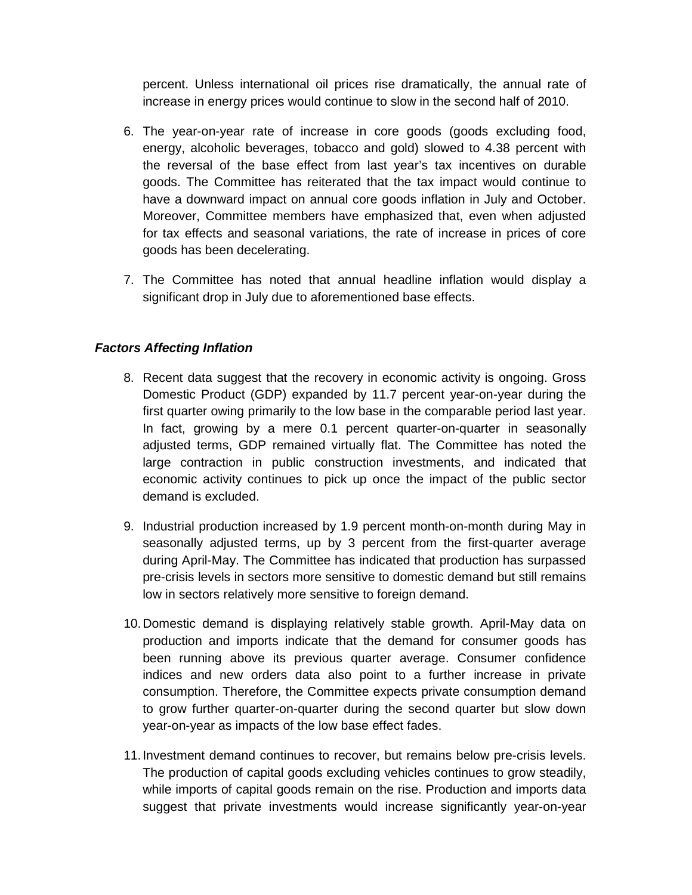percent. Unless international oil prices rise dramatically, the annual rate of increase in energy prices would continue to slow in the second half of 2010.

6. The year-on-year rate of increase in core goods (goods excluding food, energy, alcoholic beverages, tobacco and gold) slowed to 4.38 percent with the reversal of the base effect from last year's tax incentives on durable goods. The Committee has reiterated that the tax impact would continue to have a downward impact on annual core goods inflation in July and October. Moreover, Committee members have emphasized that, even when adjusted for tax effects and seasonal variations, the rate of increase in prices of core goods has been decelerating.

7. The Committee has noted that annual headline inflation would display a significant drop in July due to aforementioned base effects.

### *Factors Affecting Inflation*

8. Recent data suggest that the recovery in economic activity is ongoing. Gross Domestic Product (GDP) expanded by 11.7 percent year-on-year during the first quarter owing primarily to the low base in the comparable period last year. In fact, growing by a mere 0.1 percent quarter-on-quarter in seasonally adjusted terms, GDP remained virtually flat. The Committee has noted the large contraction in public construction investments, and indicated that economic activity continues to pick up once the impact of the public sector demand is excluded.

9. Industrial production increased by 1.9 percent month-on-month during May in seasonally adjusted terms, up by 3 percent from the first-quarter average during April-May. The Committee has indicated that production has surpassed pre-crisis levels in sectors more sensitive to domestic demand but still remains low in sectors relatively more sensitive to foreign demand.

10. Domestic demand is displaying relatively stable growth. April-May data on production and imports indicate that the demand for consumer goods has been running above its previous quarter average. Consumer confidence indices and new orders data also point to a further increase in private consumption. Therefore, the Committee expects private consumption demand to grow further quarter-on-quarter during the second quarter but slow down year-on-year as impacts of the low base effect fades.

11. Investment demand continues to recover, but remains below pre-crisis levels. The production of capital goods excluding vehicles continues to grow steadily, while imports of capital goods remain on the rise. Production and imports data suggest that private investments would increase significantly year-on-year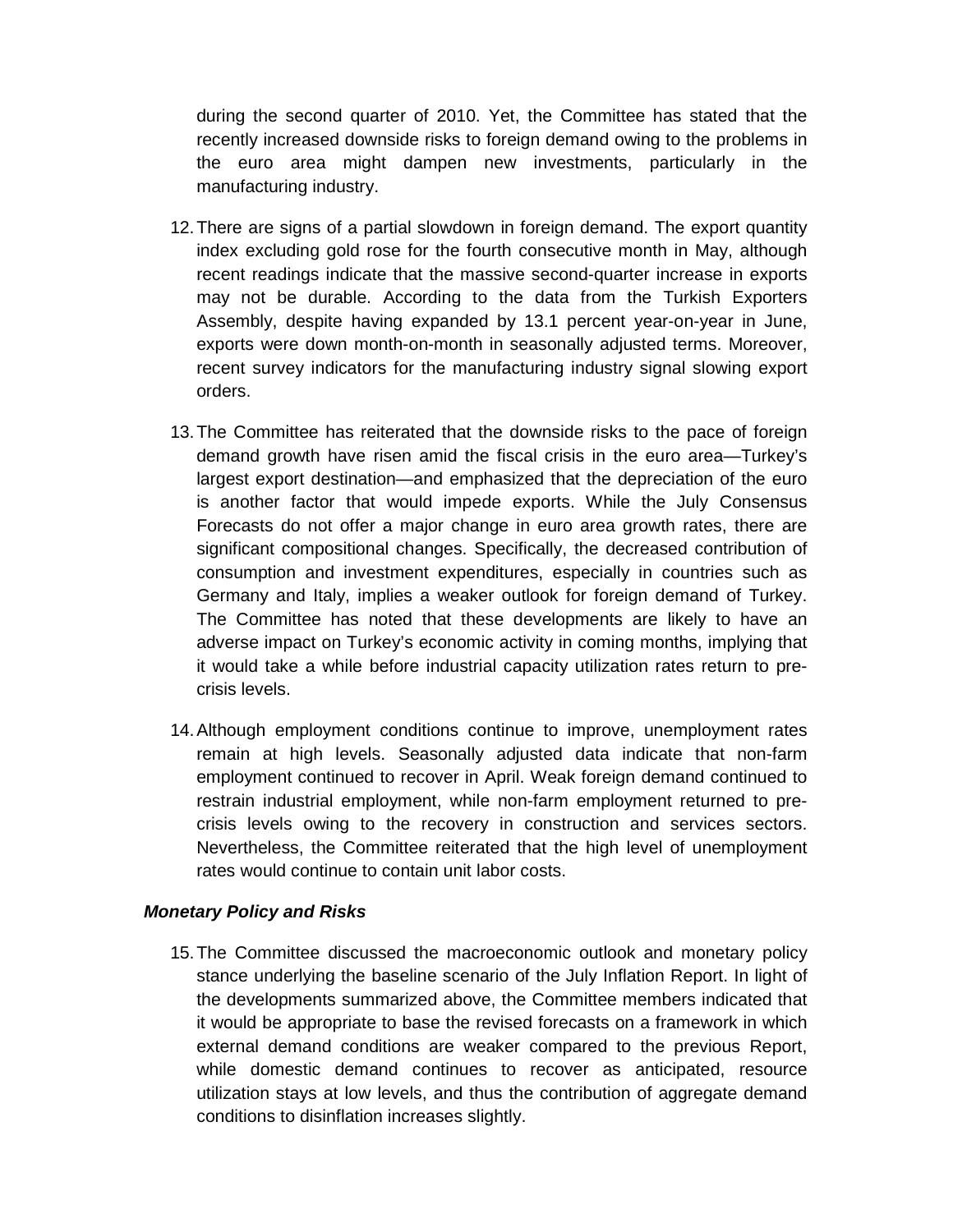during the second quarter of 2010. Yet, the Committee has stated that the recently increased downside risks to foreign demand owing to the problems in the euro area might dampen new investments, particularly in the manufacturing industry.

12. There are signs of a partial slowdown in foreign demand. The export quantity index excluding gold rose for the fourth consecutive month in May, although recent readings indicate that the massive second-quarter increase in exports may not be durable. According to the data from the Turkish Exporters Assembly, despite having expanded by 13.1 percent year-on-year in June, exports were down month-on-month in seasonally adjusted terms. Moreover, recent survey indicators for the manufacturing industry signal slowing export orders.

13. The Committee has reiterated that the downside risks to the pace of foreign demand growth have risen amid the fiscal crisis in the euro area—Turkey's largest export destination—and emphasized that the depreciation of the euro is another factor that would impede exports. While the July Consensus Forecasts do not offer a major change in euro area growth rates, there are significant compositional changes. Specifically, the decreased contribution of consumption and investment expenditures, especially in countries such as Germany and Italy, implies a weaker outlook for foreign demand of Turkey. The Committee has noted that these developments are likely to have an adverse impact on Turkey's economic activity in coming months, implying that it would take a while before industrial capacity utilization rates return to pre-crisis levels.

14. Although employment conditions continue to improve, unemployment rates remain at high levels. Seasonally adjusted data indicate that non-farm employment continued to recover in April. Weak foreign demand continued to restrain industrial employment, while non-farm employment returned to pre-crisis levels owing to the recovery in construction and services sectors. Nevertheless, the Committee reiterated that the high level of unemployment rates would continue to contain unit labor costs.

***Monetary Policy and Risks***

15. The Committee discussed the macroeconomic outlook and monetary policy stance underlying the baseline scenario of the July Inflation Report. In light of the developments summarized above, the Committee members indicated that it would be appropriate to base the revised forecasts on a framework in which external demand conditions are weaker compared to the previous Report, while domestic demand continues to recover as anticipated, resource utilization stays at low levels, and thus the contribution of aggregate demand conditions to disinflation increases slightly.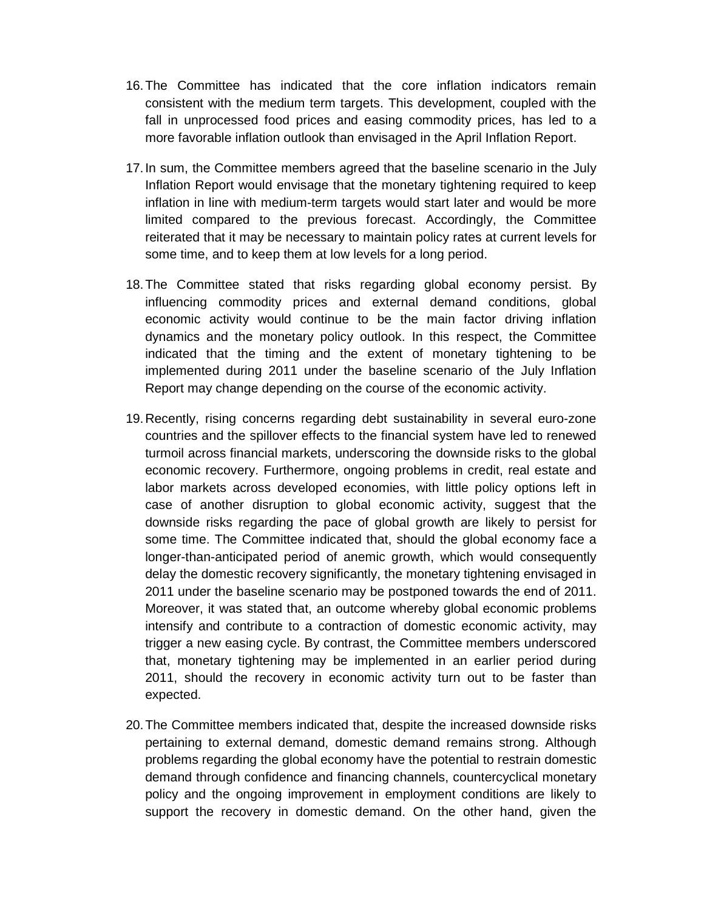16. The Committee has indicated that the core inflation indicators remain consistent with the medium term targets. This development, coupled with the fall in unprocessed food prices and easing commodity prices, has led to a more favorable inflation outlook than envisaged in the April Inflation Report.

17. In sum, the Committee members agreed that the baseline scenario in the July Inflation Report would envisage that the monetary tightening required to keep inflation in line with medium-term targets would start later and would be more limited compared to the previous forecast. Accordingly, the Committee reiterated that it may be necessary to maintain policy rates at current levels for some time, and to keep them at low levels for a long period.

18. The Committee stated that risks regarding global economy persist. By influencing commodity prices and external demand conditions, global economic activity would continue to be the main factor driving inflation dynamics and the monetary policy outlook. In this respect, the Committee indicated that the timing and the extent of monetary tightening to be implemented during 2011 under the baseline scenario of the July Inflation Report may change depending on the course of the economic activity.

19. Recently, rising concerns regarding debt sustainability in several euro-zone countries and the spillover effects to the financial system have led to renewed turmoil across financial markets, underscoring the downside risks to the global economic recovery. Furthermore, ongoing problems in credit, real estate and labor markets across developed economies, with little policy options left in case of another disruption to global economic activity, suggest that the downside risks regarding the pace of global growth are likely to persist for some time. The Committee indicated that, should the global economy face a longer-than-anticipated period of anemic growth, which would consequently delay the domestic recovery significantly, the monetary tightening envisaged in 2011 under the baseline scenario may be postponed towards the end of 2011. Moreover, it was stated that, an outcome whereby global economic problems intensify and contribute to a contraction of domestic economic activity, may trigger a new easing cycle. By contrast, the Committee members underscored that, monetary tightening may be implemented in an earlier period during 2011, should the recovery in economic activity turn out to be faster than expected.

20. The Committee members indicated that, despite the increased downside risks pertaining to external demand, domestic demand remains strong. Although problems regarding the global economy have the potential to restrain domestic demand through confidence and financing channels, countercyclical monetary policy and the ongoing improvement in employment conditions are likely to support the recovery in domestic demand. On the other hand, given the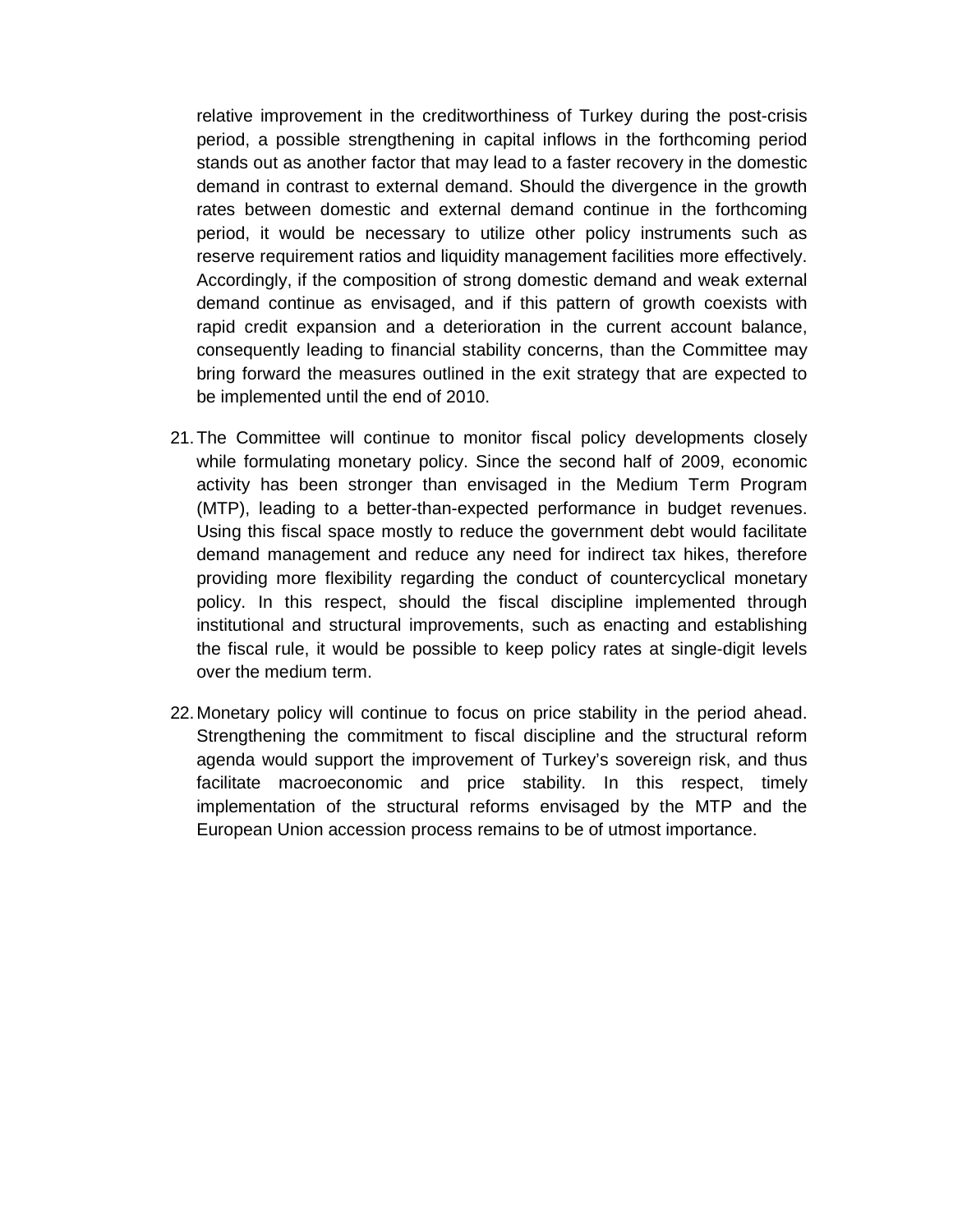relative improvement in the creditworthiness of Turkey during the post-crisis period, a possible strengthening in capital inflows in the forthcoming period stands out as another factor that may lead to a faster recovery in the domestic demand in contrast to external demand. Should the divergence in the growth rates between domestic and external demand continue in the forthcoming period, it would be necessary to utilize other policy instruments such as reserve requirement ratios and liquidity management facilities more effectively. Accordingly, if the composition of strong domestic demand and weak external demand continue as envisaged, and if this pattern of growth coexists with rapid credit expansion and a deterioration in the current account balance, consequently leading to financial stability concerns, than the Committee may bring forward the measures outlined in the exit strategy that are expected to be implemented until the end of 2010.

21. The Committee will continue to monitor fiscal policy developments closely while formulating monetary policy. Since the second half of 2009, economic activity has been stronger than envisaged in the Medium Term Program (MTP), leading to a better-than-expected performance in budget revenues. Using this fiscal space mostly to reduce the government debt would facilitate demand management and reduce any need for indirect tax hikes, therefore providing more flexibility regarding the conduct of countercyclical monetary policy. In this respect, should the fiscal discipline implemented through institutional and structural improvements, such as enacting and establishing the fiscal rule, it would be possible to keep policy rates at single-digit levels over the medium term.

22. Monetary policy will continue to focus on price stability in the period ahead. Strengthening the commitment to fiscal discipline and the structural reform agenda would support the improvement of Turkey's sovereign risk, and thus facilitate macroeconomic and price stability. In this respect, timely implementation of the structural reforms envisaged by the MTP and the European Union accession process remains to be of utmost importance.